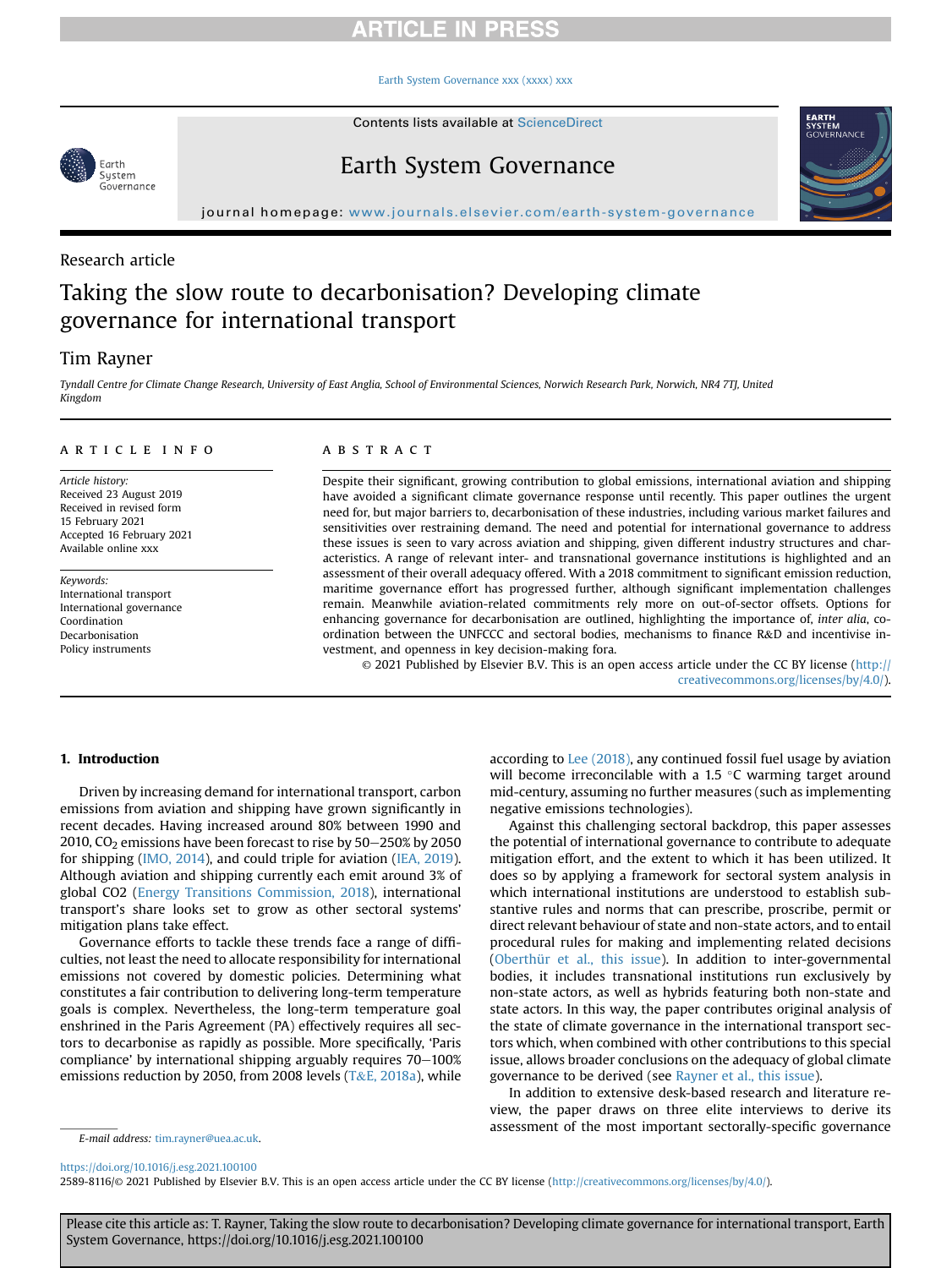Research article

# Taking the slow route to decarbonisation? Developing climate governance for international transport

Tim Rayner

*Tyndall Centre for Climate Change Research, University of East Anglia, School of Environmental Sciences, Norwich Research Park, Norwich, NR4 7TJ, United Kingdom*

## ARTICLE INFO

*Article history:*
Received 23 August 2019
Received in revised form 15 February 2021
Accepted 16 February 2021
Available online xxx

*Keywords:*
International transport
International governance
Coordination
Decarbonisation
Policy instruments

## ABSTRACT

Despite their significant, growing contribution to global emissions, international aviation and shipping have avoided a significant climate governance response until recently. This paper outlines the urgent need for, but major barriers to, decarbonisation of these industries, including various market failures and sensitivities over restraining demand. The need and potential for international governance to address these issues is seen to vary across aviation and shipping, given different industry structures and characteristics. A range of relevant inter- and transnational governance institutions is highlighted and an assessment of their overall adequacy offered. With a 2018 commitment to significant emission reduction, maritime governance effort has progressed further, although significant implementation challenges remain. Meanwhile aviation-related commitments rely more on out-of-sector offsets. Options for enhancing governance for decarbonisation are outlined, highlighting the importance of, *inter alia*, coordination between the UNFCCC and sectoral bodies, mechanisms to finance R&D and incentivise investment, and openness in key decision-making fora.

© 2021 Published by Elsevier B.V. This is an open access article under the CC BY license (http://creativecommons.org/licenses/by/4.0/).

## 1. Introduction

Driven by increasing demand for international transport, carbon emissions from aviation and shipping have grown significantly in recent decades. Having increased around 80% between 1990 and 2010, $CO_2$ emissions have been forecast to rise by 50–250% by 2050 for shipping (IMO, 2014), and could triple for aviation (IEA, 2019). Although aviation and shipping currently each emit around 3% of global CO2 (Energy Transitions Commission, 2018), international transport's share looks set to grow as other sectoral systems' mitigation plans take effect.

Governance efforts to tackle these trends face a range of difficulties, not least the need to allocate responsibility for international emissions not covered by domestic policies. Determining what constitutes a fair contribution to delivering long-term temperature goals is complex. Nevertheless, the long-term temperature goal enshrined in the Paris Agreement (PA) effectively requires all sectors to decarbonise as rapidly as possible. More specifically, 'Paris compliance' by international shipping arguably requires 70–100% emissions reduction by 2050, from 2008 levels (T&E, 2018a), while according to Lee (2018), any continued fossil fuel usage by aviation will become irreconcilable with a 1.5 °C warming target around mid-century, assuming no further measures (such as implementing negative emissions technologies).

Against this challenging sectoral backdrop, this paper assesses the potential of international governance to contribute to adequate mitigation effort, and the extent to which it has been utilized. It does so by applying a framework for sectoral system analysis in which international institutions are understood to establish substantive rules and norms that can prescribe, proscribe, permit or direct relevant behaviour of state and non-state actors, and to entail procedural rules for making and implementing related decisions (Oberthür et al., this issue). In addition to inter-governmental bodies, it includes transnational institutions run exclusively by non-state actors, as well as hybrids featuring both non-state and state actors. In this way, the paper contributes original analysis of the state of climate governance in the international transport sectors which, when combined with other contributions to this special issue, allows broader conclusions on the adequacy of global climate governance to be derived (see Rayner et al., this issue).

In addition to extensive desk-based research and literature review, the paper draws on three elite interviews to derive its assessment of the most important sectorally-specific governance

E-mail address: tim.rayner@uea.ac.uk.

https://doi.org/10.1016/j.esg.2021.100100
2589-8116/© 2021 Published by Elsevier B.V. This is an open access article under the CC BY license (http://creativecommons.org/licenses/by/4.0/).

Please cite this article as: T. Rayner, Taking the slow route to decarbonisation? Developing climate governance for international transport, Earth System Governance, https://doi.org/10.1016/j.esg.2021.100100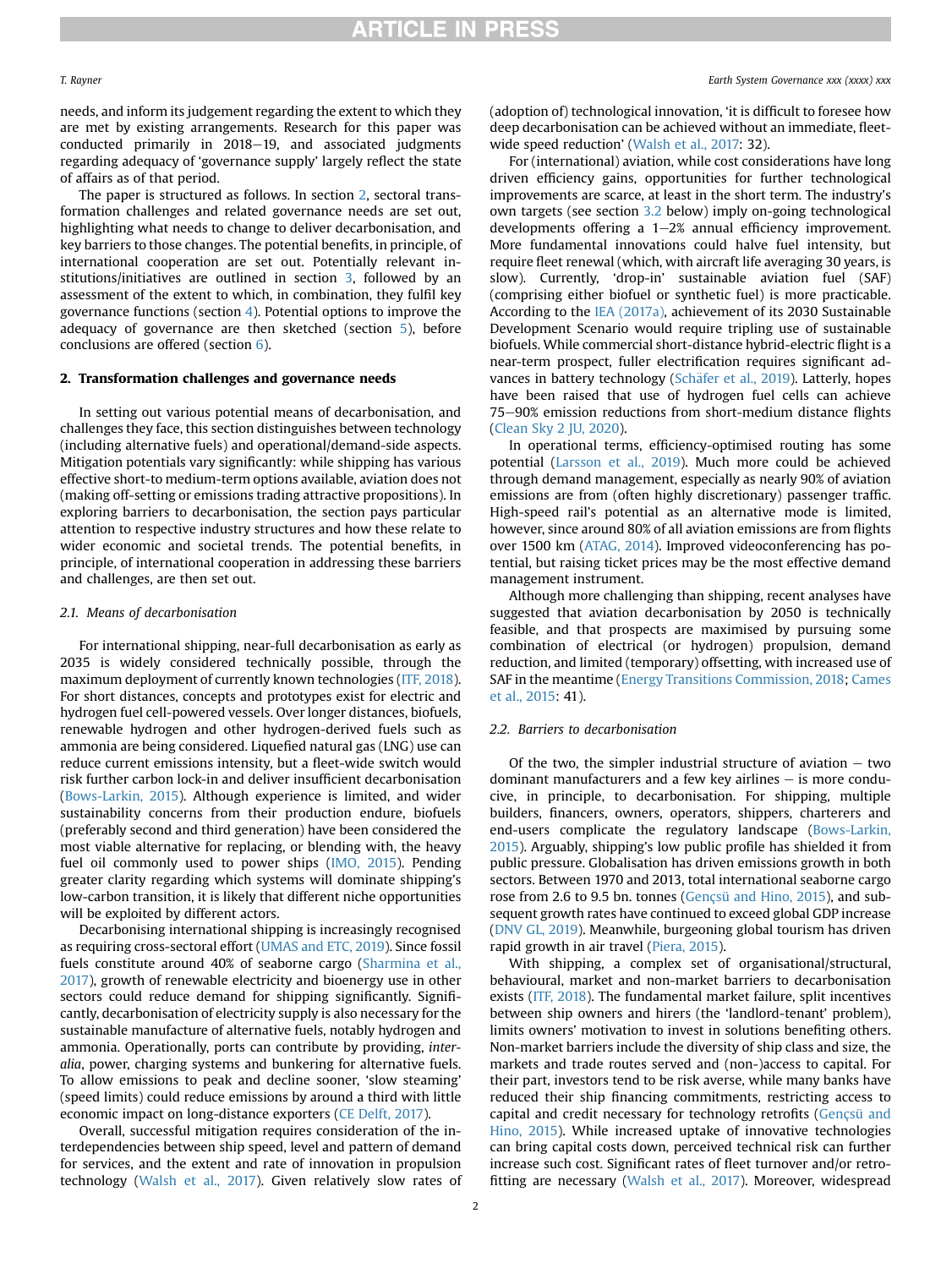needs, and inform its judgement regarding the extent to which they are met by existing arrangements. Research for this paper was conducted primarily in 2018–19, and associated judgments regarding adequacy of 'governance supply' largely reflect the state of affairs as of that period.

The paper is structured as follows. In section 2, sectoral transformation challenges and related governance needs are set out, highlighting what needs to change to deliver decarbonisation, and key barriers to those changes. The potential benefits, in principle, of international cooperation are set out. Potentially relevant institutions/initiatives are outlined in section 3, followed by an assessment of the extent to which, in combination, they fulfil key governance functions (section 4). Potential options to improve the adequacy of governance are then sketched (section 5), before conclusions are offered (section 6).

## 2. Transformation challenges and governance needs

In setting out various potential means of decarbonisation, and challenges they face, this section distinguishes between technology (including alternative fuels) and operational/demand-side aspects. Mitigation potentials vary significantly: while shipping has various effective short-to medium-term options available, aviation does not (making off-setting or emissions trading attractive propositions). In exploring barriers to decarbonisation, the section pays particular attention to respective industry structures and how these relate to wider economic and societal trends. The potential benefits, in principle, of international cooperation in addressing these barriers and challenges, are then set out.

### 2.1. Means of decarbonisation

For international shipping, near-full decarbonisation as early as 2035 is widely considered technically possible, through the maximum deployment of currently known technologies (ITF, 2018). For short distances, concepts and prototypes exist for electric and hydrogen fuel cell-powered vessels. Over longer distances, biofuels, renewable hydrogen and other hydrogen-derived fuels such as ammonia are being considered. Liquefied natural gas (LNG) use can reduce current emissions intensity, but a fleet-wide switch would risk further carbon lock-in and deliver insufficient decarbonisation (Bows-Larkin, 2015). Although experience is limited, and wider sustainability concerns from their production endure, biofuels (preferably second and third generation) have been considered the most viable alternative for replacing, or blending with, the heavy fuel oil commonly used to power ships (IMO, 2015). Pending greater clarity regarding which systems will dominate shipping's low-carbon transition, it is likely that different niche opportunities will be exploited by different actors.

Decarbonising international shipping is increasingly recognised as requiring cross-sectoral effort (UMAS and ETC, 2019). Since fossil fuels constitute around 40% of seaborne cargo (Sharmina et al., 2017), growth of renewable electricity and bioenergy use in other sectors could reduce demand for shipping significantly. Significantly, decarbonisation of electricity supply is also necessary for the sustainable manufacture of alternative fuels, notably hydrogen and ammonia. Operationally, ports can contribute by providing, *inter-alia*, power, charging systems and bunkering for alternative fuels. To allow emissions to peak and decline sooner, 'slow steaming' (speed limits) could reduce emissions by around a third with little economic impact on long-distance exporters (CE Delft, 2017).

Overall, successful mitigation requires consideration of the interdependencies between ship speed, level and pattern of demand for services, and the extent and rate of innovation in propulsion technology (Walsh et al., 2017). Given relatively slow rates of (adoption of) technological innovation, 'it is difficult to foresee how deep decarbonisation can be achieved without an immediate, fleet-wide speed reduction' (Walsh et al., 2017: 32).

For (international) aviation, while cost considerations have long driven efficiency gains, opportunities for further technological improvements are scarce, at least in the short term. The industry's own targets (see section 3.2 below) imply on-going technological developments offering a 1–2% annual efficiency improvement. More fundamental innovations could halve fuel intensity, but require fleet renewal (which, with aircraft life averaging 30 years, is slow). Currently, 'drop-in' sustainable aviation fuel (SAF) (comprising either biofuel or synthetic fuel) is more practicable. According to the IEA (2017a), achievement of its 2030 Sustainable Development Scenario would require tripling use of sustainable biofuels. While commercial short-distance hybrid-electric flight is a near-term prospect, fuller electrification requires significant advances in battery technology (Schäfer et al., 2019). Latterly, hopes have been raised that use of hydrogen fuel cells can achieve 75–90% emission reductions from short-medium distance flights (Clean Sky 2 JU, 2020).

In operational terms, efficiency-optimised routing has some potential (Larsson et al., 2019). Much more could be achieved through demand management, especially as nearly 90% of aviation emissions are from (often highly discretionary) passenger traffic. High-speed rail's potential as an alternative mode is limited, however, since around 80% of all aviation emissions are from flights over 1500 km (ATAG, 2014). Improved videoconferencing has potential, but raising ticket prices may be the most effective demand management instrument.

Although more challenging than shipping, recent analyses have suggested that aviation decarbonisation by 2050 is technically feasible, and that prospects are maximised by pursuing some combination of electrical (or hydrogen) propulsion, demand reduction, and limited (temporary) offsetting, with increased use of SAF in the meantime (Energy Transitions Commission, 2018; Cames et al., 2015: 41).

### 2.2. Barriers to decarbonisation

Of the two, the simpler industrial structure of aviation – two dominant manufacturers and a few key airlines – is more conducive, in principle, to decarbonisation. For shipping, multiple builders, financers, owners, operators, shippers, charterers and end-users complicate the regulatory landscape (Bows-Larkin, 2015). Arguably, shipping's low public profile has shielded it from public pressure. Globalisation has driven emissions growth in both sectors. Between 1970 and 2013, total international seaborne cargo rose from 2.6 to 9.5 bn. tonnes (Gençsü and Hino, 2015), and subsequent growth rates have continued to exceed global GDP increase (DNV GL, 2019). Meanwhile, burgeoning global tourism has driven rapid growth in air travel (Piera, 2015).

With shipping, a complex set of organisational/structural, behavioural, market and non-market barriers to decarbonisation exists (ITF, 2018). The fundamental market failure, split incentives between ship owners and hirers (the 'landlord-tenant' problem), limits owners' motivation to invest in solutions benefiting others. Non-market barriers include the diversity of ship class and size, the markets and trade routes served and (non-)access to capital. For their part, investors tend to be risk averse, while many banks have reduced their ship financing commitments, restricting access to capital and credit necessary for technology retrofits (Gençsü and Hino, 2015). While increased uptake of innovative technologies can bring capital costs down, perceived technical risk can further increase such cost. Significant rates of fleet turnover and/or retro-fitting are necessary (Walsh et al., 2017). Moreover, widespread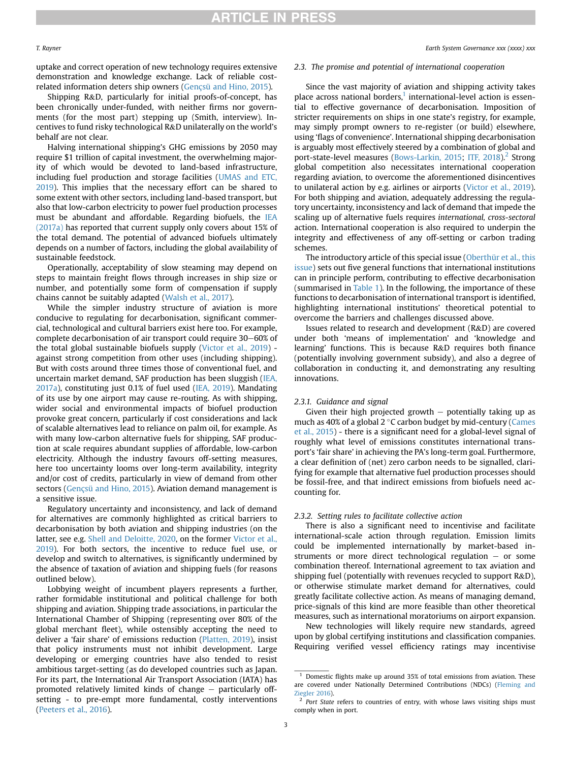uptake and correct operation of new technology requires extensive demonstration and knowledge exchange. Lack of reliable cost-related information deters ship owners (Gençsü and Hino, 2015).

Shipping R&D, particularly for initial proofs-of-concept, has been chronically under-funded, with neither firms nor governments (for the most part) stepping up (Smith, interview). Incentives to fund risky technological R&D unilaterally on the world's behalf are not clear.

Halving international shipping's GHG emissions by 2050 may require $1 trillion of capital investment, the overwhelming majority of which would be devoted to land-based infrastructure, including fuel production and storage facilities (UMAS and ETC, 2019). This implies that the necessary effort can be shared to some extent with other sectors, including land-based transport, but also that low-carbon electricity to power fuel production processes must be abundant and affordable. Regarding biofuels, the IEA (2017a) has reported that current supply only covers about 15% of the total demand. The potential of advanced biofuels ultimately depends on a number of factors, including the global availability of sustainable feedstock.

Operationally, acceptability of slow steaming may depend on steps to maintain freight flows through increases in ship size or number, and potentially some form of compensation if supply chains cannot be suitably adapted (Walsh et al., 2017).

While the simpler industry structure of aviation is more conducive to regulating for decarbonisation, significant commercial, technological and cultural barriers exist here too. For example, complete decarbonisation of air transport could require 30–60% of the total global sustainable biofuels supply (Victor et al., 2019) - against strong competition from other uses (including shipping). But with costs around three times those of conventional fuel, and uncertain market demand, SAF production has been sluggish (IEA, 2017a), constituting just 0.1% of fuel used (IEA, 2019). Mandating of its use by one airport may cause re-routing. As with shipping, wider social and environmental impacts of biofuel production provoke great concern, particularly if cost considerations and lack of scalable alternatives lead to reliance on palm oil, for example. As with many low-carbon alternative fuels for shipping, SAF production at scale requires abundant supplies of affordable, low-carbon electricity. Although the industry favours off-setting measures, here too uncertainty looms over long-term availability, integrity and/or cost of credits, particularly in view of demand from other sectors (Gençsü and Hino, 2015). Aviation demand management is a sensitive issue.

Regulatory uncertainty and inconsistency, and lack of demand for alternatives are commonly highlighted as critical barriers to decarbonisation by both aviation and shipping industries (on the latter, see e.g. Shell and Deloitte, 2020, on the former Victor et al., 2019). For both sectors, the incentive to reduce fuel use, or develop and switch to alternatives, is significantly undermined by the absence of taxation of aviation and shipping fuels (for reasons outlined below).

Lobbying weight of incumbent players represents a further, rather formidable institutional and political challenge for both shipping and aviation. Shipping trade associations, in particular the International Chamber of Shipping (representing over 80% of the global merchant fleet), while ostensibly accepting the need to deliver a 'fair share' of emissions reduction (Platten, 2019), insist that policy instruments must not inhibit development. Large developing or emerging countries have also tended to resist ambitious target-setting (as do developed countries such as Japan. For its part, the International Air Transport Association (IATA) has promoted relatively limited kinds of change – particularly off-setting - to pre-empt more fundamental, costly interventions (Peeters et al., 2016).

### 2.3. The promise and potential of international cooperation

Since the vast majority of aviation and shipping activity takes place across national borders,[1] international-level action is essential to effective governance of decarbonisation. Imposition of stricter requirements on ships in one state's registry, for example, may simply prompt owners to re-register (or build) elsewhere, using 'flags of convenience'. International shipping decarbonisation is arguably most effectively steered by a combination of global and port-state-level measures (Bows-Larkin, 2015; ITF, 2018).[2] Strong global competition also necessitates international cooperation regarding aviation, to overcome the aforementioned disincentives to unilateral action by e.g. airlines or airports (Victor et al., 2019). For both shipping and aviation, adequately addressing the regulatory uncertainty, inconsistency and lack of demand that impede the scaling up of alternative fuels requires *international, cross-sectoral* action. International cooperation is also required to underpin the integrity and effectiveness of any off-setting or carbon trading schemes.

The introductory article of this special issue (Oberthür et al., this issue) sets out five general functions that international institutions can in principle perform, contributing to effective decarbonisation (summarised in Table 1). In the following, the importance of these functions to decarbonisation of international transport is identified, highlighting international institutions' theoretical potential to overcome the barriers and challenges discussed above.

Issues related to research and development (R&D) are covered under both 'means of implementation' and 'knowledge and learning' functions. This is because R&D requires both finance (potentially involving government subsidy), and also a degree of collaboration in conducting it, and demonstrating any resulting innovations.

#### 2.3.1. Guidance and signal

Given their high projected growth – potentially taking up as much as 40% of a global 2 °C carbon budget by mid-century (Cames et al., 2015) - there is a significant need for a global-level signal of roughly what level of emissions constitutes international transport's 'fair share' in achieving the PA's long-term goal. Furthermore, a clear definition of (net) zero carbon needs to be signalled, clarifying for example that alternative fuel production processes should be fossil-free, and that indirect emissions from biofuels need accounting for.

#### 2.3.2. Setting rules to facilitate collective action

There is also a significant need to incentivise and facilitate international-scale action through regulation. Emission limits could be implemented internationally by market-based instruments or more direct technological regulation – or some combination thereof. International agreement to tax aviation and shipping fuel (potentially with revenues recycled to support R&D), or otherwise stimulate market demand for alternatives, could greatly facilitate collective action. As means of managing demand, price-signals of this kind are more feasible than other theoretical measures, such as international moratoriums on airport expansion.

New technologies will likely require new standards, agreed upon by global certifying institutions and classification companies. Requiring verified vessel efficiency ratings may incentivise

---

[1] Domestic flights make up around 35% of total emissions from aviation. These are covered under Nationally Determined Contributions (NDCs) (Fleming and Ziegler 2016).

[2] *Port State* refers to countries of entry, with whose laws visiting ships must comply when in port.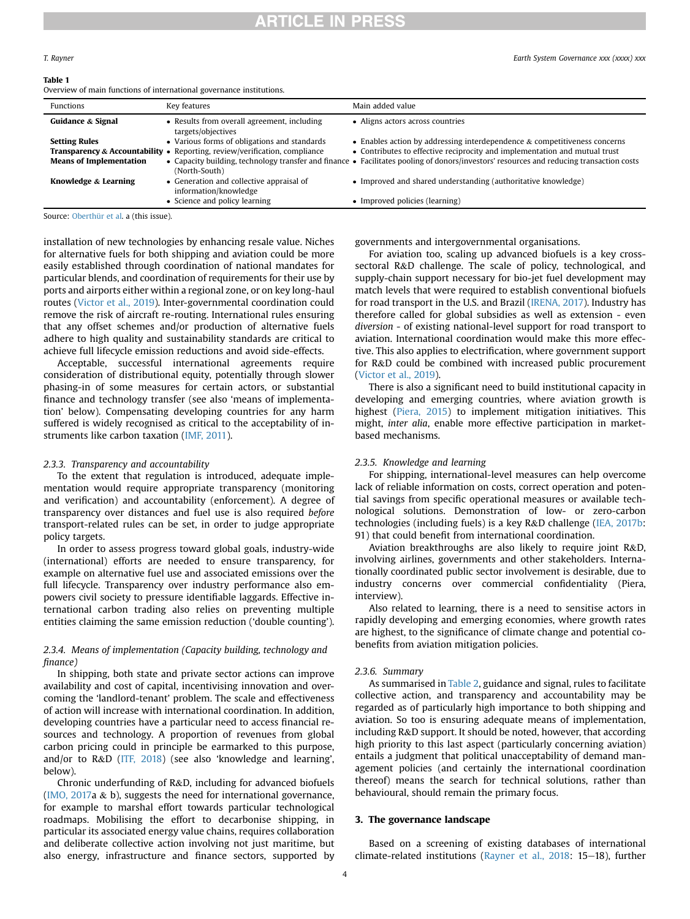**Table 1**
Overview of main functions of international governance institutions.

| Functions | Key features | Main added value |
| --- | --- | --- |
| **Guidance & Signal** | • Results from overall agreement, including targets/objectives | • Aligns actors across countries |
| **Setting Rules** | • Various forms of obligations and standards | • Enables action by addressing interdependence & competitiveness concerns |
| **Transparency & Accountability** | • Reporting, review/verification, compliance | • Contributes to effective reciprocity and implementation and mutual trust |
| **Means of Implementation** | • Capacity building, technology transfer and finance (North-South) | • Facilitates pooling of donors/investors' resources and reducing transaction costs |
| **Knowledge & Learning** | • Generation and collective appraisal of information/knowledge | • Improved and shared understanding (authoritative knowledge) |
| | • Science and policy learning | • Improved policies (learning) |

Source: Oberthür et al. a (this issue).

installation of new technologies by enhancing resale value. Niches for alternative fuels for both shipping and aviation could be more easily established through coordination of national mandates for particular blends, and coordination of requirements for their use by ports and airports either within a regional zone, or on key long-haul routes (Victor et al., 2019). Inter-governmental coordination could remove the risk of aircraft re-routing. International rules ensuring that any offset schemes and/or production of alternative fuels adhere to high quality and sustainability standards are critical to achieve full lifecycle emission reductions and avoid side-effects.

Acceptable, successful international agreements require consideration of distributional equity, potentially through slower phasing-in of some measures for certain actors, or substantial finance and technology transfer (see also 'means of implementation' below). Compensating developing countries for any harm suffered is widely recognised as critical to the acceptability of instruments like carbon taxation (IMF, 2011).

### 2.3.3. Transparency and accountability

To the extent that regulation is introduced, adequate implementation would require appropriate transparency (monitoring and verification) and accountability (enforcement). A degree of transparency over distances and fuel use is also required *before* transport-related rules can be set, in order to judge appropriate policy targets.

In order to assess progress toward global goals, industry-wide (international) efforts are needed to ensure transparency, for example on alternative fuel use and associated emissions over the full lifecycle. Transparency over industry performance also empowers civil society to pressure identifiable laggards. Effective international carbon trading also relies on preventing multiple entities claiming the same emission reduction ('double counting').

### 2.3.4. Means of implementation (Capacity building, technology and finance)

In shipping, both state and private sector actions can improve availability and cost of capital, incentivising innovation and overcoming the 'landlord-tenant' problem. The scale and effectiveness of action will increase with international coordination. In addition, developing countries have a particular need to access financial resources and technology. A proportion of revenues from global carbon pricing could in principle be earmarked to this purpose, and/or to R&D (ITF, 2018) (see also 'knowledge and learning', below).

Chronic underfunding of R&D, including for advanced biofuels (IMO, 2017a & b), suggests the need for international governance, for example to marshal effort towards particular technological roadmaps. Mobilising the effort to decarbonise shipping, in particular its associated energy value chains, requires collaboration and deliberate collective action involving not just maritime, but also energy, infrastructure and finance sectors, supported by governments and intergovernmental organisations.

For aviation too, scaling up advanced biofuels is a key cross-sectoral R&D challenge. The scale of policy, technological, and supply-chain support necessary for bio-jet fuel development may match levels that were required to establish conventional biofuels for road transport in the U.S. and Brazil (IRENA, 2017). Industry has therefore called for global subsidies as well as extension - even *diversion* - of existing national-level support for road transport to aviation. International coordination would make this more effective. This also applies to electrification, where government support for R&D could be combined with increased public procurement (Victor et al., 2019).

There is also a significant need to build institutional capacity in developing and emerging countries, where aviation growth is highest (Piera, 2015) to implement mitigation initiatives. This might, *inter alia*, enable more effective participation in market-based mechanisms.

### 2.3.5. Knowledge and learning

For shipping, international-level measures can help overcome lack of reliable information on costs, correct operation and potential savings from specific operational measures or available technological solutions. Demonstration of low- or zero-carbon technologies (including fuels) is a key R&D challenge (IEA, 2017b: 91) that could benefit from international coordination.

Aviation breakthroughs are also likely to require joint R&D, involving airlines, governments and other stakeholders. Internationally coordinated public sector involvement is desirable, due to industry concerns over commercial confidentiality (Piera, interview).

Also related to learning, there is a need to sensitise actors in rapidly developing and emerging economies, where growth rates are highest, to the significance of climate change and potential co-benefits from aviation mitigation policies.

### 2.3.6. Summary

As summarised in Table 2, guidance and signal, rules to facilitate collective action, and transparency and accountability may be regarded as of particularly high importance to both shipping and aviation. So too is ensuring adequate means of implementation, including R&D support. It should be noted, however, that according high priority to this last aspect (particularly concerning aviation) entails a judgment that political unacceptability of demand management policies (and certainly the international coordination thereof) means the search for technical solutions, rather than behavioural, should remain the primary focus.

## 3. The governance landscape

Based on a screening of existing databases of international climate-related institutions (Rayner et al., 2018: 15–18), further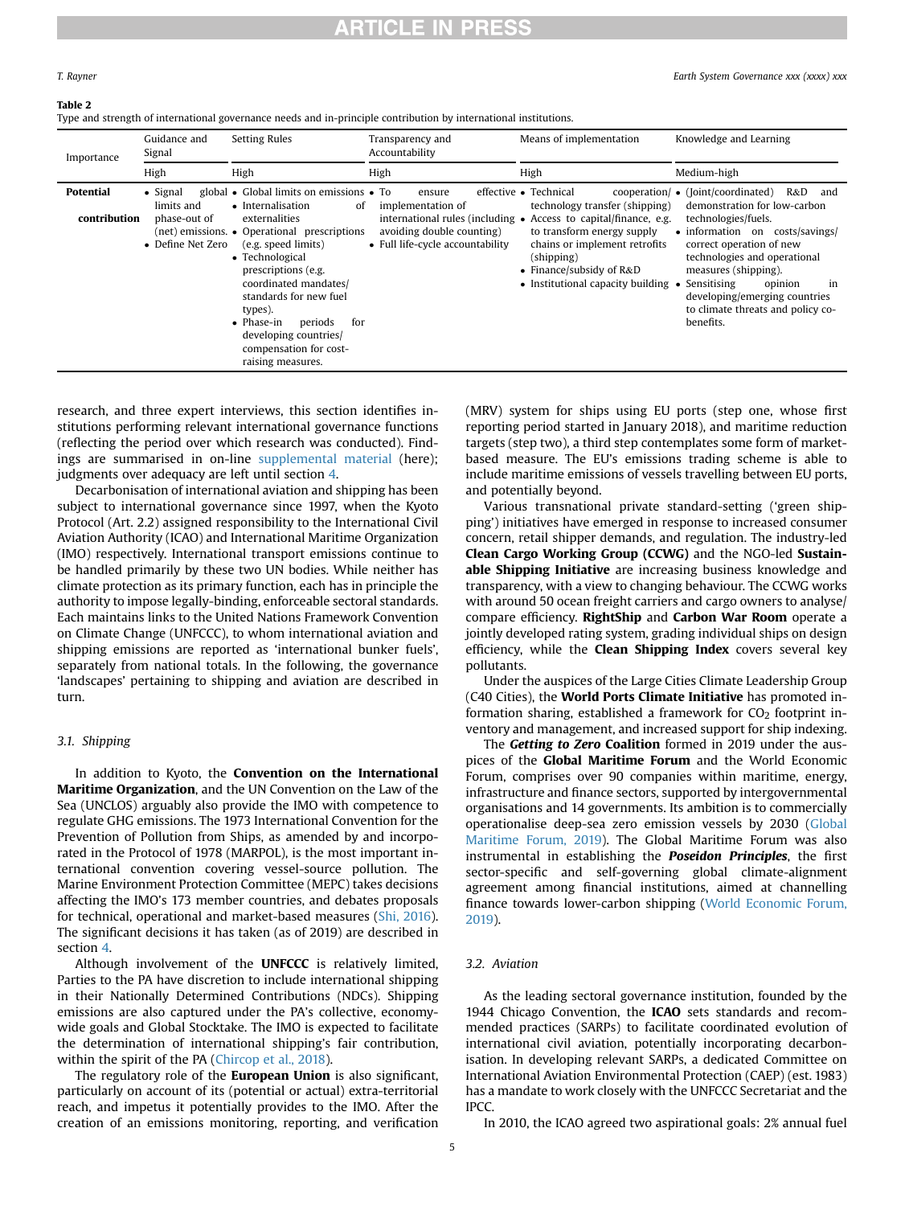**Table 2**
Type and strength of international governance needs and in-principle contribution by international institutions.

| Importance | Guidance and Signal | Setting Rules | Transparency and Accountability | Means of implementation | Knowledge and Learning |
|---|---|---|---|---|---|
| | High | High | High | High | Medium-high |
| **Potential contribution** | • Signal global limits and phase-out of (net) emissions.<br>• Define Net Zero | • Global limits on emissions<br>• Internalisation of externalities<br>• Operational prescriptions (e.g. speed limits)<br>• Technological prescriptions (e.g. coordinated mandates/standards for new fuel types).<br>• Phase-in periods for developing countries/compensation for cost-raising measures. | • To ensure effective implementation of international rules (including avoiding double counting)<br>• Full life-cycle accountability | • Technical cooperation/technology transfer (shipping)<br>• Access to capital/finance, e.g. to transform energy supply chains or implement retrofits (shipping)<br>• Finance/subsidy of R&D<br>• Institutional capacity building | • (Joint/coordinated) R&D and demonstration for low-carbon technologies/fuels.<br>• information on costs/savings/correct operation of new technologies and operational measures (shipping).<br>• Sensitising opinion in developing/emerging countries to climate threats and policy co-benefits. |

research, and three expert interviews, this section identifies institutions performing relevant international governance functions (reflecting the period over which research was conducted). Findings are summarised in on-line supplemental material (here); judgments over adequacy are left until section 4.

Decarbonisation of international aviation and shipping has been subject to international governance since 1997, when the Kyoto Protocol (Art. 2.2) assigned responsibility to the International Civil Aviation Authority (ICAO) and International Maritime Organization (IMO) respectively. International transport emissions continue to be handled primarily by these two UN bodies. While neither has climate protection as its primary function, each has in principle the authority to impose legally-binding, enforceable sectoral standards. Each maintains links to the United Nations Framework Convention on Climate Change (UNFCCC), to whom international aviation and shipping emissions are reported as 'international bunker fuels', separately from national totals. In the following, the governance 'landscapes' pertaining to shipping and aviation are described in turn.

### 3.1. Shipping

In addition to Kyoto, the **Convention on the International Maritime Organization**, and the UN Convention on the Law of the Sea (UNCLOS) arguably also provide the IMO with competence to regulate GHG emissions. The 1973 International Convention for the Prevention of Pollution from Ships, as amended by and incorporated in the Protocol of 1978 (MARPOL), is the most important international convention covering vessel-source pollution. The Marine Environment Protection Committee (MEPC) takes decisions affecting the IMO's 173 member countries, and debates proposals for technical, operational and market-based measures (Shi, 2016). The significant decisions it has taken (as of 2019) are described in section 4.

Although involvement of the **UNFCCC** is relatively limited, Parties to the PA have discretion to include international shipping in their Nationally Determined Contributions (NDCs). Shipping emissions are also captured under the PA's collective, economy-wide goals and Global Stocktake. The IMO is expected to facilitate the determination of international shipping's fair contribution, within the spirit of the PA (Chircop et al., 2018).

The regulatory role of the **European Union** is also significant, particularly on account of its (potential or actual) extra-territorial reach, and impetus it potentially provides to the IMO. After the creation of an emissions monitoring, reporting, and verification (MRV) system for ships using EU ports (step one, whose first reporting period started in January 2018), and maritime reduction targets (step two), a third step contemplates some form of market-based measure. The EU's emissions trading scheme is able to include maritime emissions of vessels travelling between EU ports, and potentially beyond.

Various transnational private standard-setting ('green shipping') initiatives have emerged in response to increased consumer concern, retail shipper demands, and regulation. The industry-led **Clean Cargo Working Group (CCWG)** and the NGO-led **Sustainable Shipping Initiative** are increasing business knowledge and transparency, with a view to changing behaviour. The CCWG works with around 50 ocean freight carriers and cargo owners to analyse/compare efficiency. **RightShip** and **Carbon War Room** operate a jointly developed rating system, grading individual ships on design efficiency, while the **Clean Shipping Index** covers several key pollutants.

Under the auspices of the Large Cities Climate Leadership Group (C40 Cities), the **World Ports Climate Initiative** has promoted information sharing, established a framework for $CO_2$ footprint inventory and management, and increased support for ship indexing.

The ***Getting to Zero* Coalition** formed in 2019 under the auspices of the **Global Maritime Forum** and the World Economic Forum, comprises over 90 companies within maritime, energy, infrastructure and finance sectors, supported by intergovernmental organisations and 14 governments. Its ambition is to commercially operationalise deep-sea zero emission vessels by 2030 (Global Maritime Forum, 2019). The Global Maritime Forum was also instrumental in establishing the ***Poseidon Principles***, the first sector-specific and self-governing global climate-alignment agreement among financial institutions, aimed at channelling finance towards lower-carbon shipping (World Economic Forum, 2019).

### 3.2. Aviation

As the leading sectoral governance institution, founded by the 1944 Chicago Convention, the **ICAO** sets standards and recommended practices (SARPs) to facilitate coordinated evolution of international civil aviation, potentially incorporating decarbonisation. In developing relevant SARPs, a dedicated Committee on International Aviation Environmental Protection (CAEP) (est. 1983) has a mandate to work closely with the UNFCCC Secretariat and the IPCC.

In 2010, the ICAO agreed two aspirational goals: 2% annual fuel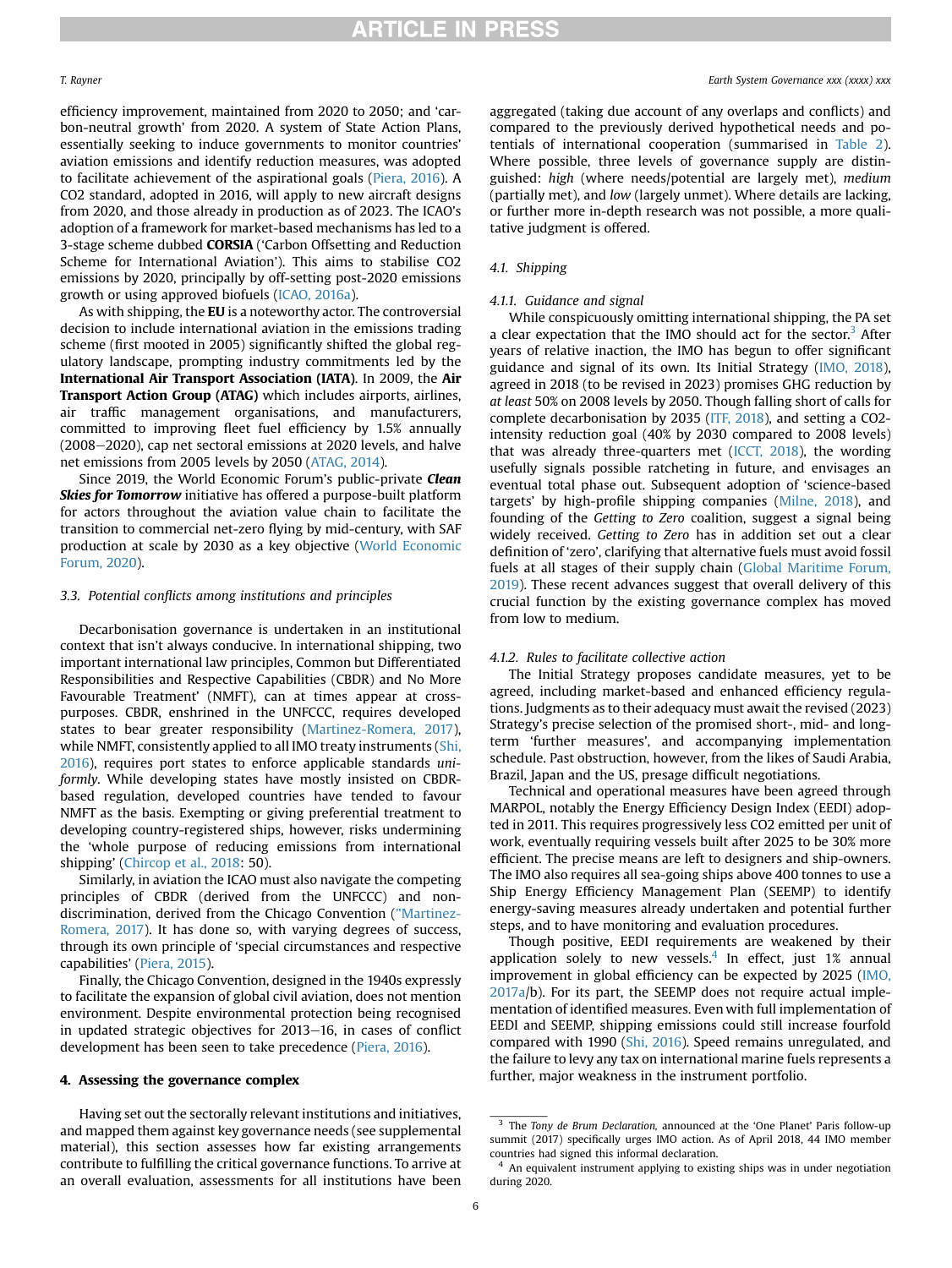efficiency improvement, maintained from 2020 to 2050; and 'carbon-neutral growth' from 2020. A system of State Action Plans, essentially seeking to induce governments to monitor countries' aviation emissions and identify reduction measures, was adopted to facilitate achievement of the aspirational goals (Piera, 2016). A CO2 standard, adopted in 2016, will apply to new aircraft designs from 2020, and those already in production as of 2023. The ICAO's adoption of a framework for market-based mechanisms has led to a 3-stage scheme dubbed **CORSIA** ('Carbon Offsetting and Reduction Scheme for International Aviation'). This aims to stabilise CO2 emissions by 2020, principally by off-setting post-2020 emissions growth or using approved biofuels (ICAO, 2016a).

As with shipping, the **EU** is a noteworthy actor. The controversial decision to include international aviation in the emissions trading scheme (first mooted in 2005) significantly shifted the global regulatory landscape, prompting industry commitments led by the **International Air Transport Association (IATA)**. In 2009, the **Air Transport Action Group (ATAG)** which includes airports, airlines, air traffic management organisations, and manufacturers, committed to improving fleet fuel efficiency by 1.5% annually (2008–2020), cap net sectoral emissions at 2020 levels, and halve net emissions from 2005 levels by 2050 (ATAG, 2014).

Since 2019, the World Economic Forum's public-private ***Clean Skies for Tomorrow*** initiative has offered a purpose-built platform for actors throughout the aviation value chain to facilitate the transition to commercial net-zero flying by mid-century, with SAF production at scale by 2030 as a key objective (World Economic Forum, 2020).

### 3.3. Potential conflicts among institutions and principles

Decarbonisation governance is undertaken in an institutional context that isn't always conducive. In international shipping, two important international law principles, Common but Differentiated Responsibilities and Respective Capabilities (CBDR) and No More Favourable Treatment' (NMFT), can at times appear at cross-purposes. CBDR, enshrined in the UNFCCC, requires developed states to bear greater responsibility (Martinez-Romera, 2017), while NMFT, consistently applied to all IMO treaty instruments (Shi, 2016), requires port states to enforce applicable standards *uniformly*. While developing states have mostly insisted on CBDR-based regulation, developed countries have tended to favour NMFT as the basis. Exempting or giving preferential treatment to developing country-registered ships, however, risks undermining the 'whole purpose of reducing emissions from international shipping' (Chircop et al., 2018: 50).

Similarly, in aviation the ICAO must also navigate the competing principles of CBDR (derived from the UNFCCC) and non-discrimination, derived from the Chicago Convention ("Martinez-Romera, 2017). It has done so, with varying degrees of success, through its own principle of 'special circumstances and respective capabilities' (Piera, 2015).

Finally, the Chicago Convention, designed in the 1940s expressly to facilitate the expansion of global civil aviation, does not mention environment. Despite environmental protection being recognised in updated strategic objectives for 2013–16, in cases of conflict development has been seen to take precedence (Piera, 2016).

## 4. Assessing the governance complex

Having set out the sectorally relevant institutions and initiatives, and mapped them against key governance needs (see supplemental material), this section assesses how far existing arrangements contribute to fulfilling the critical governance functions. To arrive at an overall evaluation, assessments for all institutions have been aggregated (taking due account of any overlaps and conflicts) and compared to the previously derived hypothetical needs and potentials of international cooperation (summarised in Table 2). Where possible, three levels of governance supply are distinguished: *high* (where needs/potential are largely met), *medium* (partially met), and *low* (largely unmet). Where details are lacking, or further more in-depth research was not possible, a more qualitative judgment is offered.

### 4.1. Shipping

#### 4.1.1. Guidance and signal

While conspicuously omitting international shipping, the PA set a clear expectation that the IMO should act for the sector.[3] After years of relative inaction, the IMO has begun to offer significant guidance and signal of its own. Its Initial Strategy (IMO, 2018), agreed in 2018 (to be revised in 2023) promises GHG reduction by *at least* 50% on 2008 levels by 2050. Though falling short of calls for complete decarbonisation by 2035 (ITF, 2018), and setting a CO2-intensity reduction goal (40% by 2030 compared to 2008 levels) that was already three-quarters met (ICCT, 2018), the wording usefully signals possible ratcheting in future, and envisages an eventual total phase out. Subsequent adoption of 'science-based targets' by high-profile shipping companies (Milne, 2018), and founding of the *Getting to Zero* coalition, suggest a signal being widely received. *Getting to Zero* has in addition set out a clear definition of 'zero', clarifying that alternative fuels must avoid fossil fuels at all stages of their supply chain (Global Maritime Forum, 2019). These recent advances suggest that overall delivery of this crucial function by the existing governance complex has moved from low to medium.

#### 4.1.2. Rules to facilitate collective action

The Initial Strategy proposes candidate measures, yet to be agreed, including market-based and enhanced efficiency regulations. Judgments as to their adequacy must await the revised (2023) Strategy's precise selection of the promised short-, mid- and long-term 'further measures', and accompanying implementation schedule. Past obstruction, however, from the likes of Saudi Arabia, Brazil, Japan and the US, presage difficult negotiations.

Technical and operational measures have been agreed through MARPOL, notably the Energy Efficiency Design Index (EEDI) adopted in 2011. This requires progressively less CO2 emitted per unit of work, eventually requiring vessels built after 2025 to be 30% more efficient. The precise means are left to designers and ship-owners. The IMO also requires all sea-going ships above 400 tonnes to use a Ship Energy Efficiency Management Plan (SEEMP) to identify energy-saving measures already undertaken and potential further steps, and to have monitoring and evaluation procedures.

Though positive, EEDI requirements are weakened by their application solely to new vessels.[4] In effect, just 1% annual improvement in global efficiency can be expected by 2025 (IMO, 2017a/b). For its part, the SEEMP does not require actual implementation of identified measures. Even with full implementation of EEDI and SEEMP, shipping emissions could still increase fourfold compared with 1990 (Shi, 2016). Speed remains unregulated, and the failure to levy any tax on international marine fuels represents a further, major weakness in the instrument portfolio.

---

[3] The *Tony de Brum Declaration*, announced at the 'One Planet' Paris follow-up summit (2017) specifically urges IMO action. As of April 2018, 44 IMO member countries had signed this informal declaration.

[4] An equivalent instrument applying to existing ships was in under negotiation during 2020.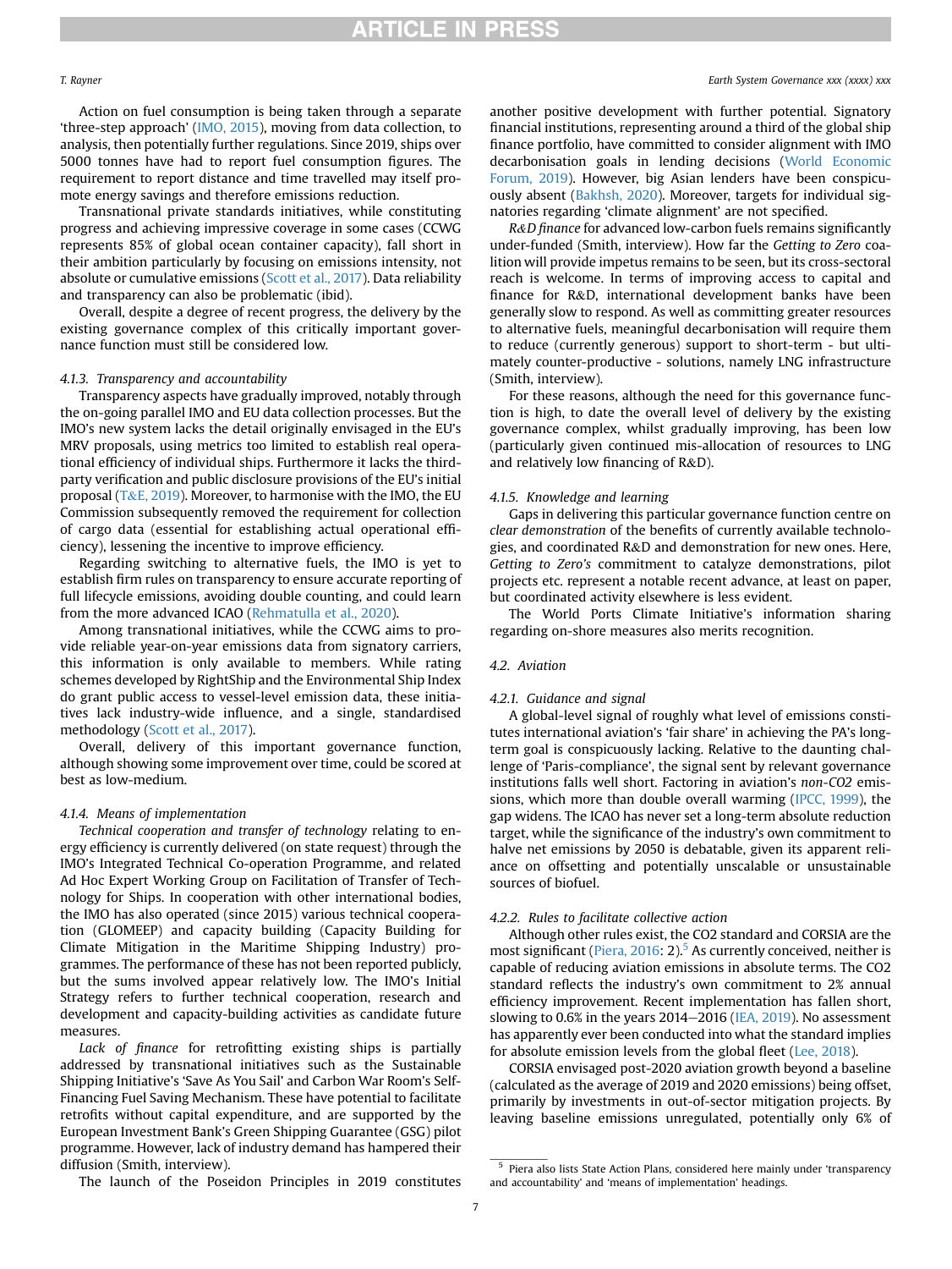Action on fuel consumption is being taken through a separate 'three-step approach' (IMO, 2015), moving from data collection, to analysis, then potentially further regulations. Since 2019, ships over 5000 tonnes have had to report fuel consumption figures. The requirement to report distance and time travelled may itself promote energy savings and therefore emissions reduction.

Transnational private standards initiatives, while constituting progress and achieving impressive coverage in some cases (CCWG represents 85% of global ocean container capacity), fall short in their ambition particularly by focusing on emissions intensity, not absolute or cumulative emissions (Scott et al., 2017). Data reliability and transparency can also be problematic (ibid).

Overall, despite a degree of recent progress, the delivery by the existing governance complex of this critically important governance function must still be considered low.

#### 4.1.3. Transparency and accountability

Transparency aspects have gradually improved, notably through the on-going parallel IMO and EU data collection processes. But the IMO's new system lacks the detail originally envisaged in the EU's MRV proposals, using metrics too limited to establish real operational efficiency of individual ships. Furthermore it lacks the third-party verification and public disclosure provisions of the EU's initial proposal (T&E, 2019). Moreover, to harmonise with the IMO, the EU Commission subsequently removed the requirement for collection of cargo data (essential for establishing actual operational efficiency), lessening the incentive to improve efficiency.

Regarding switching to alternative fuels, the IMO is yet to establish firm rules on transparency to ensure accurate reporting of full lifecycle emissions, avoiding double counting, and could learn from the more advanced ICAO (Rehmatulla et al., 2020).

Among transnational initiatives, while the CCWG aims to provide reliable year-on-year emissions data from signatory carriers, this information is only available to members. While rating schemes developed by RightShip and the Environmental Ship Index do grant public access to vessel-level emission data, these initiatives lack industry-wide influence, and a single, standardised methodology (Scott et al., 2017).

Overall, delivery of this important governance function, although showing some improvement over time, could be scored at best as low-medium.

#### 4.1.4. Means of implementation

*Technical cooperation and transfer of technology* relating to energy efficiency is currently delivered (on state request) through the IMO's Integrated Technical Co-operation Programme, and related Ad Hoc Expert Working Group on Facilitation of Transfer of Technology for Ships. In cooperation with other international bodies, the IMO has also operated (since 2015) various technical cooperation (GLOMEEP) and capacity building (Capacity Building for Climate Mitigation in the Maritime Shipping Industry) programmes. The performance of these has not been reported publicly, but the sums involved appear relatively low. The IMO's Initial Strategy refers to further technical cooperation, research and development and capacity-building activities as candidate future measures.

*Lack of finance* for retrofitting existing ships is partially addressed by transnational initiatives such as the Sustainable Shipping Initiative's 'Save As You Sail' and Carbon War Room's Self-Financing Fuel Saving Mechanism. These have potential to facilitate retrofits without capital expenditure, and are supported by the European Investment Bank's Green Shipping Guarantee (GSG) pilot programme. However, lack of industry demand has hampered their diffusion (Smith, interview).

The launch of the Poseidon Principles in 2019 constitutes another positive development with further potential. Signatory financial institutions, representing around a third of the global ship finance portfolio, have committed to consider alignment with IMO decarbonisation goals in lending decisions (World Economic Forum, 2019). However, big Asian lenders have been conspicuously absent (Bakhsh, 2020). Moreover, targets for individual signatories regarding 'climate alignment' are not specified.

*R&D finance* for advanced low-carbon fuels remains significantly under-funded (Smith, interview). How far the *Getting to Zero* coalition will provide impetus remains to be seen, but its cross-sectoral reach is welcome. In terms of improving access to capital and finance for R&D, international development banks have been generally slow to respond. As well as committing greater resources to alternative fuels, meaningful decarbonisation will require them to reduce (currently generous) support to short-term - but ultimately counter-productive - solutions, namely LNG infrastructure (Smith, interview).

For these reasons, although the need for this governance function is high, to date the overall level of delivery by the existing governance complex, whilst gradually improving, has been low (particularly given continued mis-allocation of resources to LNG and relatively low financing of R&D).

#### 4.1.5. Knowledge and learning

Gaps in delivering this particular governance function centre on *clear demonstration* of the benefits of currently available technologies, and coordinated R&D and demonstration for new ones. Here, *Getting to Zero's* commitment to catalyze demonstrations, pilot projects etc. represent a notable recent advance, at least on paper, but coordinated activity elsewhere is less evident.

The World Ports Climate Initiative's information sharing regarding on-shore measures also merits recognition.

### 4.2. Aviation

#### 4.2.1. Guidance and signal

A global-level signal of roughly what level of emissions constitutes international aviation's 'fair share' in achieving the PA's long-term goal is conspicuously lacking. Relative to the daunting challenge of 'Paris-compliance', the signal sent by relevant governance institutions falls well short. Factoring in aviation's *non-CO2* emissions, which more than double overall warming (IPCC, 1999), the gap widens. The ICAO has never set a long-term absolute reduction target, while the significance of the industry's own commitment to halve net emissions by 2050 is debatable, given its apparent reliance on offsetting and potentially unscalable or unsustainable sources of biofuel.

#### 4.2.2. Rules to facilitate collective action

Although other rules exist, the CO2 standard and CORSIA are the most significant (Piera, 2016: 2).[5] As currently conceived, neither is capable of reducing aviation emissions in absolute terms. The CO2 standard reflects the industry's own commitment to 2% annual efficiency improvement. Recent implementation has fallen short, slowing to 0.6% in the years 2014–2016 (IEA, 2019). No assessment has apparently ever been conducted into what the standard implies for absolute emission levels from the global fleet (Lee, 2018).

CORSIA envisaged post-2020 aviation growth beyond a baseline (calculated as the average of 2019 and 2020 emissions) being offset, primarily by investments in out-of-sector mitigation projects. By leaving baseline emissions unregulated, potentially only 6% of

[5] Piera also lists State Action Plans, considered here mainly under 'transparency and accountability' and 'means of implementation' headings.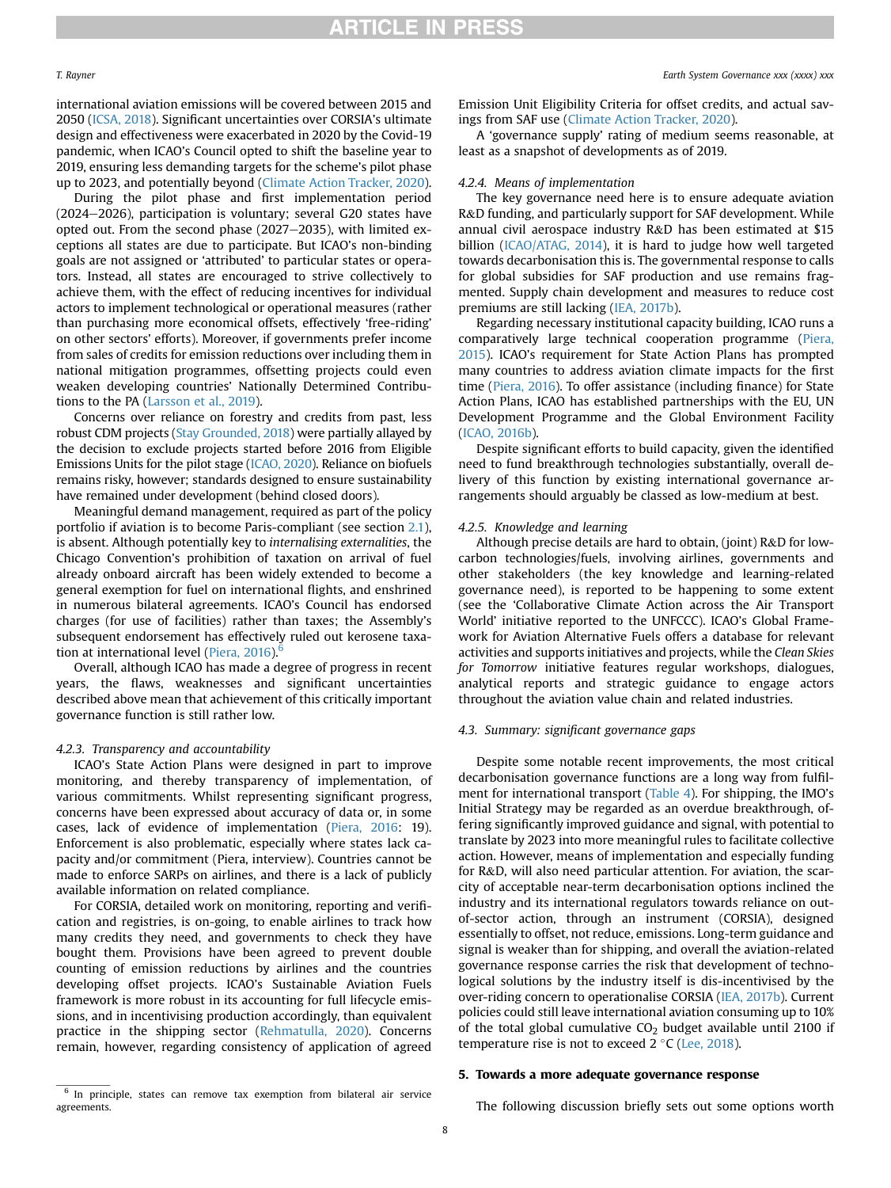international aviation emissions will be covered between 2015 and 2050 (ICSA, 2018). Significant uncertainties over CORSIA's ultimate design and effectiveness were exacerbated in 2020 by the Covid-19 pandemic, when ICAO's Council opted to shift the baseline year to 2019, ensuring less demanding targets for the scheme's pilot phase up to 2023, and potentially beyond (Climate Action Tracker, 2020).

During the pilot phase and first implementation period (2024–2026), participation is voluntary; several G20 states have opted out. From the second phase (2027–2035), with limited exceptions all states are due to participate. But ICAO's non-binding goals are not assigned or 'attributed' to particular states or operators. Instead, all states are encouraged to strive collectively to achieve them, with the effect of reducing incentives for individual actors to implement technological or operational measures (rather than purchasing more economical offsets, effectively 'free-riding' on other sectors' efforts). Moreover, if governments prefer income from sales of credits for emission reductions over including them in national mitigation programmes, offsetting projects could even weaken developing countries' Nationally Determined Contributions to the PA (Larsson et al., 2019).

Concerns over reliance on forestry and credits from past, less robust CDM projects (Stay Grounded, 2018) were partially allayed by the decision to exclude projects started before 2016 from Eligible Emissions Units for the pilot stage (ICAO, 2020). Reliance on biofuels remains risky, however; standards designed to ensure sustainability have remained under development (behind closed doors).

Meaningful demand management, required as part of the policy portfolio if aviation is to become Paris-compliant (see section 2.1), is absent. Although potentially key to *internalising externalities*, the Chicago Convention's prohibition of taxation on arrival of fuel already onboard aircraft has been widely extended to become a general exemption for fuel on international flights, and enshrined in numerous bilateral agreements. ICAO's Council has endorsed charges (for use of facilities) rather than taxes; the Assembly's subsequent endorsement has effectively ruled out kerosene taxation at international level (Piera, 2016).[6]

Overall, although ICAO has made a degree of progress in recent years, the flaws, weaknesses and significant uncertainties described above mean that achievement of this critically important governance function is still rather low.

#### 4.2.3. Transparency and accountability

ICAO's State Action Plans were designed in part to improve monitoring, and thereby transparency of implementation, of various commitments. Whilst representing significant progress, concerns have been expressed about accuracy of data or, in some cases, lack of evidence of implementation (Piera, 2016: 19). Enforcement is also problematic, especially where states lack capacity and/or commitment (Piera, interview). Countries cannot be made to enforce SARPs on airlines, and there is a lack of publicly available information on related compliance.

For CORSIA, detailed work on monitoring, reporting and verification and registries, is on-going, to enable airlines to track how many credits they need, and governments to check they have bought them. Provisions have been agreed to prevent double counting of emission reductions by airlines and the countries developing offset projects. ICAO's Sustainable Aviation Fuels framework is more robust in its accounting for full lifecycle emissions, and in incentivising production accordingly, than equivalent practice in the shipping sector (Rehmatulla, 2020). Concerns remain, however, regarding consistency of application of agreed Emission Unit Eligibility Criteria for offset credits, and actual savings from SAF use (Climate Action Tracker, 2020).

A 'governance supply' rating of medium seems reasonable, at least as a snapshot of developments as of 2019.

#### 4.2.4. Means of implementation

The key governance need here is to ensure adequate aviation R&D funding, and particularly support for SAF development. While annual civil aerospace industry R&D has been estimated at $15 billion (ICAO/ATAG, 2014), it is hard to judge how well targeted towards decarbonisation this is. The governmental response to calls for global subsidies for SAF production and use remains fragmented. Supply chain development and measures to reduce cost premiums are still lacking (IEA, 2017b).

Regarding necessary institutional capacity building, ICAO runs a comparatively large technical cooperation programme (Piera, 2015). ICAO's requirement for State Action Plans has prompted many countries to address aviation climate impacts for the first time (Piera, 2016). To offer assistance (including finance) for State Action Plans, ICAO has established partnerships with the EU, UN Development Programme and the Global Environment Facility (ICAO, 2016b).

Despite significant efforts to build capacity, given the identified need to fund breakthrough technologies substantially, overall delivery of this function by existing international governance arrangements should arguably be classed as low-medium at best.

#### 4.2.5. Knowledge and learning

Although precise details are hard to obtain, (joint) R&D for low-carbon technologies/fuels, involving airlines, governments and other stakeholders (the key knowledge and learning-related governance need), is reported to be happening to some extent (see the 'Collaborative Climate Action across the Air Transport World' initiative reported to the UNFCCC). ICAO's Global Framework for Aviation Alternative Fuels offers a database for relevant activities and supports initiatives and projects, while the *Clean Skies for Tomorrow* initiative features regular workshops, dialogues, analytical reports and strategic guidance to engage actors throughout the aviation value chain and related industries.

### 4.3. Summary: significant governance gaps

Despite some notable recent improvements, the most critical decarbonisation governance functions are a long way from fulfilment for international transport (Table 4). For shipping, the IMO's Initial Strategy may be regarded as an overdue breakthrough, offering significantly improved guidance and signal, with potential to translate by 2023 into more meaningful rules to facilitate collective action. However, means of implementation and especially funding for R&D, will also need particular attention. For aviation, the scarcity of acceptable near-term decarbonisation options inclined the industry and its international regulators towards reliance on out-of-sector action, through an instrument (CORSIA), designed essentially to offset, not reduce, emissions. Long-term guidance and signal is weaker than for shipping, and overall the aviation-related governance response carries the risk that development of technological solutions by the industry itself is dis-incentivised by the over-riding concern to operationalise CORSIA (IEA, 2017b). Current policies could still leave international aviation consuming up to 10% of the total global cumulative $CO_2$ budget available until 2100 if temperature rise is not to exceed 2 °C (Lee, 2018).

## 5. Towards a more adequate governance response

The following discussion briefly sets out some options worth

[6] In principle, states can remove tax exemption from bilateral air service agreements.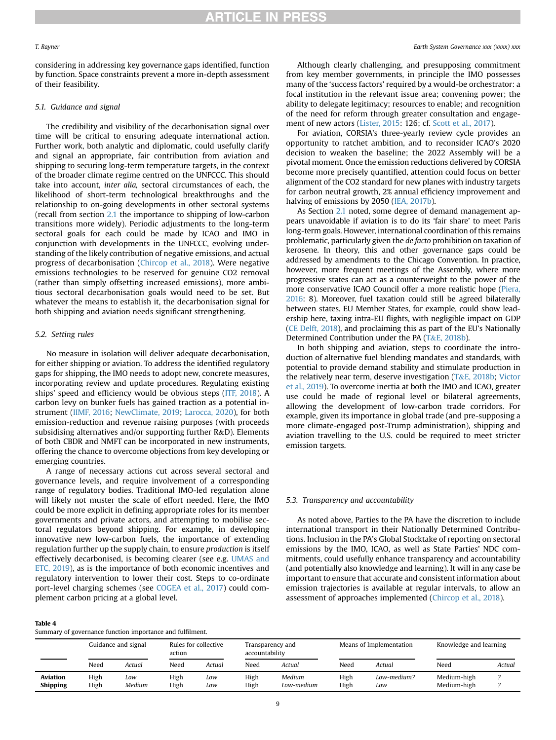considering in addressing key governance gaps identified, function by function. Space constraints prevent a more in-depth assessment of their feasibility.

### 5.1. Guidance and signal

The credibility and visibility of the decarbonisation signal over time will be critical to ensuring adequate international action. Further work, both analytic and diplomatic, could usefully clarify and signal an appropriate, fair contribution from aviation and shipping to securing long-term temperature targets, in the context of the broader climate regime centred on the UNFCCC. This should take into account, *inter alia*, sectoral circumstances of each, the likelihood of short-term technological breakthroughs and the relationship to on-going developments in other sectoral systems (recall from section 2.1 the importance to shipping of low-carbon transitions more widely). Periodic adjustments to the long-term sectoral goals for each could be made by ICAO and IMO in conjunction with developments in the UNFCCC, evolving understanding of the likely contribution of negative emissions, and actual progress of decarbonisation (Chircop et al., 2018). Were negative emissions technologies to be reserved for genuine $CO_2$ removal (rather than simply offsetting increased emissions), more ambitious sectoral decarbonisation goals would need to be set. But whatever the means to establish it, the decarbonisation signal for both shipping and aviation needs significant strengthening.

### 5.2. Setting rules

No measure in isolation will deliver adequate decarbonisation, for either shipping or aviation. To address the identified regulatory gaps for shipping, the IMO needs to adopt new, concrete measures, incorporating review and update procedures. Regulating existing ships' speed and efficiency would be obvious steps (ITF, 2018). A carbon levy on bunker fuels has gained traction as a potential instrument (IIMF, 2016; NewClimate, 2019; Larocca, 2020), for both emission-reduction and revenue raising purposes (with proceeds subsidising alternatives and/or supporting further R&D). Elements of both CBDR and NMFT can be incorporated in new instruments, offering the chance to overcome objections from key developing or emerging countries.

A range of necessary actions cut across several sectoral and governance levels, and require involvement of a corresponding range of regulatory bodies. Traditional IMO-led regulation alone will likely not muster the scale of effort needed. Here, the IMO could be more explicit in defining appropriate roles for its member governments and private actors, and attempting to mobilise sectoral regulators beyond shipping. For example, in developing innovative new low-carbon fuels, the importance of extending regulation further up the supply chain, to ensure *production* is itself effectively decarbonised, is becoming clearer (see e.g. UMAS and ETC, 2019), as is the importance of both economic incentives and regulatory intervention to lower their cost. Steps to co-ordinate port-level charging schemes (see COGEA et al., 2017) could complement carbon pricing at a global level.

Although clearly challenging, and presupposing commitment from key member governments, in principle the IMO possesses many of the 'success factors' required by a would-be orchestrator: a focal institution in the relevant issue area; convening power; the ability to delegate legitimacy; resources to enable; and recognition of the need for reform through greater consultation and engagement of new actors (Lister, 2015: 126; cf. Scott et al., 2017).

For aviation, CORSIA's three-yearly review cycle provides an opportunity to ratchet ambition, and to reconsider ICAO's 2020 decision to weaken the baseline; the 2022 Assembly will be a pivotal moment. Once the emission reductions delivered by CORSIA become more precisely quantified, attention could focus on better alignment of the $CO_2$ standard for new planes with industry targets for carbon neutral growth, 2% annual efficiency improvement and halving of emissions by 2050 (IEA, 2017b).

As Section 2.1 noted, some degree of demand management appears unavoidable if aviation is to do its 'fair share' to meet Paris long-term goals. However, international coordination of this remains problematic, particularly given the *de facto* prohibition on taxation of kerosene. In theory, this and other governance gaps could be addressed by amendments to the Chicago Convention. In practice, however, more frequent meetings of the Assembly, where more progressive states can act as a counterweight to the power of the more conservative ICAO Council offer a more realistic hope (Piera, 2016: 8). Moreover, fuel taxation could still be agreed bilaterally between states. EU Member States, for example, could show leadership here, taxing intra-EU flights, with negligible impact on GDP (CE Delft, 2018), and proclaiming this as part of the EU's Nationally Determined Contribution under the PA (T&E, 2018b).

In both shipping and aviation, steps to coordinate the introduction of alternative fuel blending mandates and standards, with potential to provide demand stability and stimulate production in the relatively near term, deserve investigation (T&E, 2018b; Victor et al., 2019). To overcome inertia at both the IMO and ICAO, greater use could be made of regional level or bilateral agreements, allowing the development of low-carbon trade corridors. For example, given its importance in global trade (and pre-supposing a more climate-engaged post-Trump administration), shipping and aviation travelling to the U.S. could be required to meet stricter emission targets.

### 5.3. Transparency and accountability

As noted above, Parties to the PA have the discretion to include international transport in their Nationally Determined Contributions. Inclusion in the PA's Global Stocktake of reporting on sectoral emissions by the IMO, ICAO, as well as State Parties' NDC commitments, could usefully enhance transparency and accountability (and potentially also knowledge and learning). It will in any case be important to ensure that accurate and consistent information about emission trajectories is available at regular intervals, to allow an assessment of approaches implemented (Chircop et al., 2018).

**Table 4**
Summary of governance function importance and fulfilment.

| | Guidance and signal | | Rules for collective action | | Transparency and accountability | | Means of Implementation | | Knowledge and learning | |
|---|---|---|---|---|---|---|---|---|---|---|
| | Need | *Actual* | Need | *Actual* | Need | *Actual* | Need | *Actual* | Need | *Actual* |
| **Aviation** | High | *Low* | High | *Low* | High | *Medium* | High | *Low-medium?* | Medium-high | *?* |
| **Shipping** | High | *Medium* | High | *Low* | High | *Low-medium* | High | *Low* | Medium-high | *?* |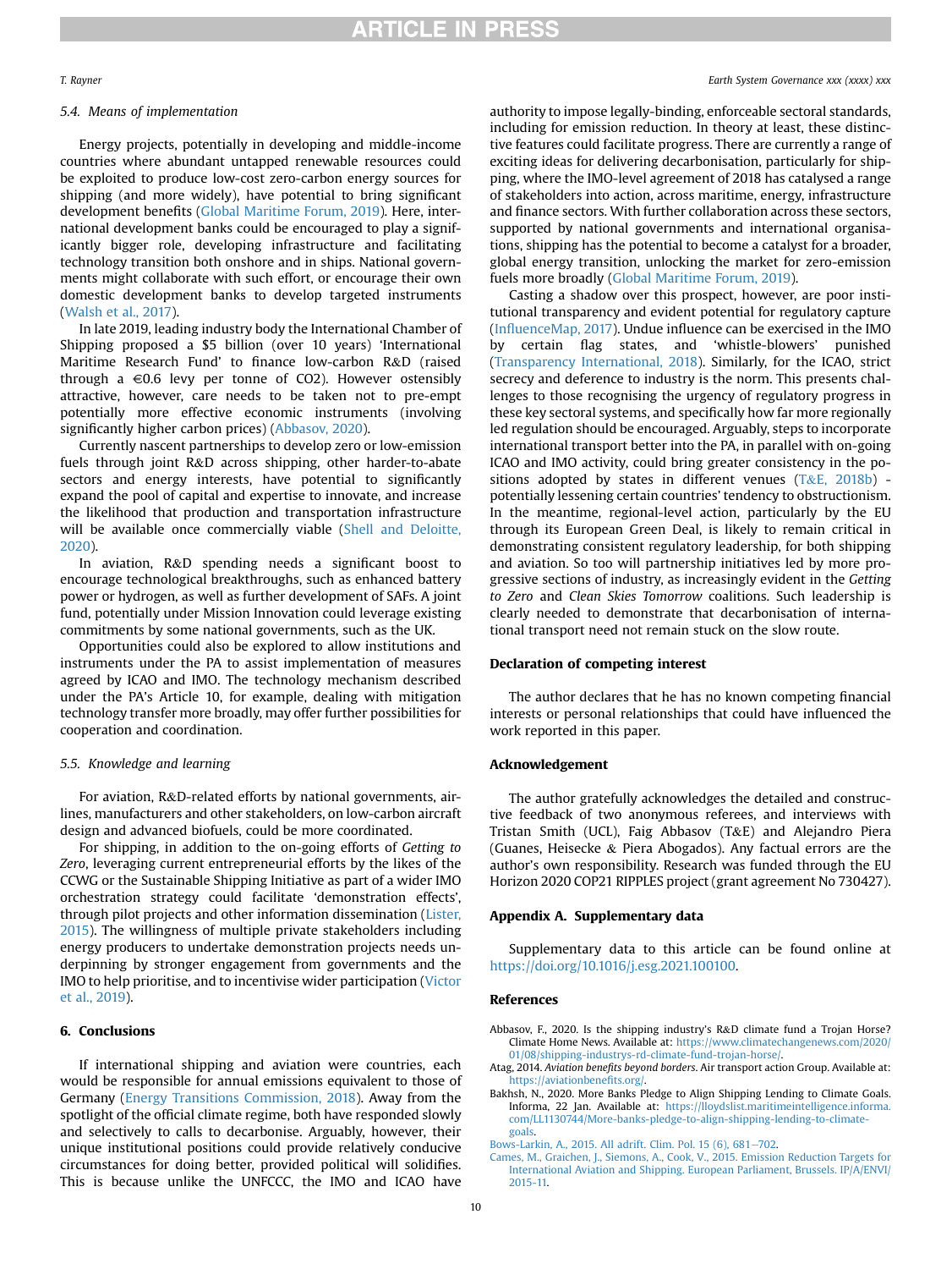### 5.4. Means of implementation

Energy projects, potentially in developing and middle-income countries where abundant untapped renewable resources could be exploited to produce low-cost zero-carbon energy sources for shipping (and more widely), have potential to bring significant development benefits (Global Maritime Forum, 2019). Here, international development banks could be encouraged to play a significantly bigger role, developing infrastructure and facilitating technology transition both onshore and in ships. National governments might collaborate with such effort, or encourage their own domestic development banks to develop targeted instruments (Walsh et al., 2017).

In late 2019, leading industry body the International Chamber of Shipping proposed a $5 billion (over 10 years) 'International Maritime Research Fund' to finance low-carbon R&D (raised through a €0.6 levy per tonne of CO2). However ostensibly attractive, however, care needs to be taken not to pre-empt potentially more effective economic instruments (involving significantly higher carbon prices) (Abbasov, 2020).

Currently nascent partnerships to develop zero or low-emission fuels through joint R&D across shipping, other harder-to-abate sectors and energy interests, have potential to significantly expand the pool of capital and expertise to innovate, and increase the likelihood that production and transportation infrastructure will be available once commercially viable (Shell and Deloitte, 2020).

In aviation, R&D spending needs a significant boost to encourage technological breakthroughs, such as enhanced battery power or hydrogen, as well as further development of SAFs. A joint fund, potentially under Mission Innovation could leverage existing commitments by some national governments, such as the UK.

Opportunities could also be explored to allow institutions and instruments under the PA to assist implementation of measures agreed by ICAO and IMO. The technology mechanism described under the PA's Article 10, for example, dealing with mitigation technology transfer more broadly, may offer further possibilities for cooperation and coordination.

### 5.5. Knowledge and learning

For aviation, R&D-related efforts by national governments, airlines, manufacturers and other stakeholders, on low-carbon aircraft design and advanced biofuels, could be more coordinated.

For shipping, in addition to the on-going efforts of *Getting to Zero*, leveraging current entrepreneurial efforts by the likes of the CCWG or the Sustainable Shipping Initiative as part of a wider IMO orchestration strategy could facilitate 'demonstration effects', through pilot projects and other information dissemination (Lister, 2015). The willingness of multiple private stakeholders including energy producers to undertake demonstration projects needs underpinning by stronger engagement from governments and the IMO to help prioritise, and to incentivise wider participation (Victor et al., 2019).

## 6. Conclusions

If international shipping and aviation were countries, each would be responsible for annual emissions equivalent to those of Germany (Energy Transitions Commission, 2018). Away from the spotlight of the official climate regime, both have responded slowly and selectively to calls to decarbonise. Arguably, however, their unique institutional positions could provide relatively conducive circumstances for doing better, provided political will solidifies. This is because unlike the UNFCCC, the IMO and ICAO have authority to impose legally-binding, enforceable sectoral standards, including for emission reduction. In theory at least, these distinctive features could facilitate progress. There are currently a range of exciting ideas for delivering decarbonisation, particularly for shipping, where the IMO-level agreement of 2018 has catalysed a range of stakeholders into action, across maritime, energy, infrastructure and finance sectors. With further collaboration across these sectors, supported by national governments and international organisations, shipping has the potential to become a catalyst for a broader, global energy transition, unlocking the market for zero-emission fuels more broadly (Global Maritime Forum, 2019).

Casting a shadow over this prospect, however, are poor institutional transparency and evident potential for regulatory capture (InfluenceMap, 2017). Undue influence can be exercised in the IMO by certain flag states, and 'whistle-blowers' punished (Transparency International, 2018). Similarly, for the ICAO, strict secrecy and deference to industry is the norm. This presents challenges to those recognising the urgency of regulatory progress in these key sectoral systems, and specifically how far more regionally led regulation should be encouraged. Arguably, steps to incorporate international transport better into the PA, in parallel with on-going ICAO and IMO activity, could bring greater consistency in the positions adopted by states in different venues (T&E, 2018b) - potentially lessening certain countries' tendency to obstructionism. In the meantime, regional-level action, particularly by the EU through its European Green Deal, is likely to remain critical in demonstrating consistent regulatory leadership, for both shipping and aviation. So too will partnership initiatives led by more progressive sections of industry, as increasingly evident in the *Getting to Zero* and *Clean Skies Tomorrow* coalitions. Such leadership is clearly needed to demonstrate that decarbonisation of international transport need not remain stuck on the slow route.

## Declaration of competing interest

The author declares that he has no known competing financial interests or personal relationships that could have influenced the work reported in this paper.

## Acknowledgement

The author gratefully acknowledges the detailed and constructive feedback of two anonymous referees, and interviews with Tristan Smith (UCL), Faig Abbasov (T&E) and Alejandro Piera (Guanes, Heisecke & Piera Abogados). Any factual errors are the author's own responsibility. Research was funded through the EU Horizon 2020 COP21 RIPPLES project (grant agreement No 730427).

## Appendix A. Supplementary data

Supplementary data to this article can be found online at https://doi.org/10.1016/j.esg.2021.100100.

## References

Abbasov, F., 2020. Is the shipping industry's R&D climate fund a Trojan Horse? Climate Home News. Available at: https://www.climatechangenews.com/2020/01/08/shipping-industrys-rd-climate-fund-trojan-horse/.

Atag, 2014. *Aviation benefits beyond borders*. Air transport action Group. Available at: https://aviationbenefits.org/.

Bakhsh, N., 2020. More Banks Pledge to Align Shipping Lending to Climate Goals. Informa, 22 Jan. Available at: https://lloydslist.maritimeintelligence.informa.com/LL1130744/More-banks-pledge-to-align-shipping-lending-to-climate-goals.

Bows-Larkin, A., 2015. All adrift. Clim. Pol. 15 (6), 681–702.

Cames, M., Graichen, J., Siemons, A., Cook, V., 2015. Emission Reduction Targets for International Aviation and Shipping. European Parliament, Brussels. IP/A/ENVI/2015-11.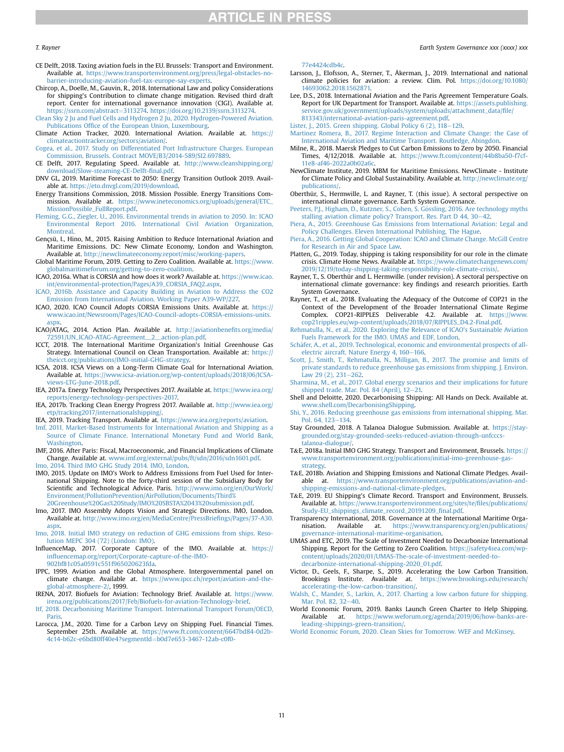CE Delft, 2018. Taxing aviation fuels in the EU. Brussels: Transport and Environment. Available at. https://www.transportenvironment.org/press/legal-obstacles-no-barrier-introducing-aviation-fuel-tax-europe-say-experts.

Chircop, A., Doelle, M., Gauvin, R., 2018. International Law and policy Considerations for shipping's Contribution to climate change mitigation. Revised third draft report. Center for international governance innovation (CIGI). Available at. https://ssrn.com/abstract=3113274. https://doi.org/10.2139/ssrn.3113274.

Clean Sky 2 Ju and Fuel Cells and Hydrogen 2 Ju, 2020. Hydrogen-Powered Aviation. Publications Office of the European Union, Luxembourg.

Climate Action Tracker, 2020. International Aviation. Available at. https://climateactiontracker.org/sectors/aviation/.

Cogea, et al., 2017. Study on Differentiated Port Infrastructure Charges. European Commission, Brussels. Contract MOVE/B3/2014-589/SI2.697889.

CE Delft, 2017. Regulating Speed. Available at. http://www.cleanshipping.org/download/Slow-steaming-CE-Delft-final.pdf.

DNV GL, 2019. Maritime Forecast to 2050: Energy Transition Outlook 2019. Available at. https://eto.dnvgl.com/2019/download.

Energy Transitions Commission, 2018. Mission Possible. Energy Transitions Commission. Available at. https://www.ineteconomics.org/uploads/general/ETC_MissionPossible_FullReport.pdf.

Fleming, G.G., Ziegler, U., 2016. Environmental trends in aviation to 2050. In: ICAO Environmental Report 2016. International Civil Aviation Organization, Montreal.

Gençsü, I., Hino, M., 2015. Raising Ambition to Reduce International Aviation and Maritime Emissions. DC: New Climate Economy, London and Washington. Available at. http://newclimateeconomy.report/misc/working-papers.

Global Maritime Forum, 2019. Getting to Zero Coalition. Available at. https://www.globalmaritimeforum.org/getting-to-zero-coalition.

ICAO, 2016a. What is CORSIA and how does it work? Available at. https://www.icao.int/environmental-protection/Pages/A39_CORSIA_FAQ2.aspx.

ICAO, 2016b. Assistance and Capacity Building in Aviation to Address the CO2 Emission from International Aviation. Working Paper A39-WP/227.

ICAO, 2020. ICAO Council Adopts CORSIA Emissions Units. Available at. https://www.icao.int/Newsroom/Pages/ICAO-Council-adopts-CORSIA-emissions-units.aspx.

ICAO/ATAG, 2014. Action Plan. Available at. http://aviationbenefits.org/media/72591/UN_ICAO-ATAG-Agreement__2__action-plan.pdf.

ICCT, 2018. The International Maritime Organization's Initial Greenhouse Gas Strategy. International Council on Clean Transportation. Available at: https://theicct.org/publications/IMO-initial-GHG-strategy.

ICSA, 2018. ICSA Views on a Long-Term Climate Goal for International Aviation. Available at. https://www.icsa-aviation.org/wp-content/uploads/2018/06/ICSA-views-LTG-June-2018.pdf.

IEA, 2017a. Energy Technology Perspectives 2017. Available at. https://www.iea.org/reports/energy-technology-perspectives-2017.

IEA, 2017b. Tracking Clean Energy Progress 2017. Available at. http://www.iea.org/etp/tracking2017/internationalshipping/.

IEA, 2019. Tracking Transport. Available at. https://www.iea.org/reports/aviation.

Imf, 2011. Market-Based Instruments for International Aviation and Shipping as a Source of Climate Finance. International Monetary Fund and World Bank, Washington.

IMF, 2016. After Paris: Fiscal, Macroeconomic, and Financial Implications of Climate Change. Available at. www.imf.org/external/pubs/ft/sdn/2016/sdn1601.pdf.

Imo, 2014. Third IMO GHG Study 2014. IMO, London.

IMO, 2015. Update on IMO's Work to Address Emissions from Fuel Used for International Shipping. Note to the forty-third session of the Subsidiary Body for Scientific and Technological Advice. Paris. http://www.imo.org/en/OurWork/Environment/PollutionPrevention/AirPollution/Documents/Third%20Greenhouse%20Gas%20Study/IMO%20SBSTA%2043%20submission.pdf.

Imo, 2017. IMO Assembly Adopts Vision and Strategic Directions. IMO, London. Available at. http://www.imo.org/en/MediaCentre/PressBriefings/Pages/37-A30.aspx.

Imo, 2018. Initial IMO strategy on reduction of GHG emissions from ships. Resolution MEPC 304 (72) (London: IMO).

InfluenceMap, 2017. Corporate Capture of the IMO. Available at. https://influencemap.org/report/Corporate-capture-of-the-IMO-902bf81c05a0591c551f965020623fda.

IPPC, 1999. Aviation and the Global Atmosphere. Intergovernmental panel on climate change. Available at. https://www.ipcc.ch/report/aviation-and-the-global-atmosphere-2/, 1999.

IRENA, 2017. Biofuels for Aviation: Technology Brief. Available at. https://www.irena.org/publications/2017/Feb/Biofuels-for-aviation-Technology-brief.

Itf, 2018. Decarbonising Maritime Transport. International Transport Forum/OECD, Paris.

Larocca, J.M., 2020. Time for a Carbon Levy on Shipping Fuel. Financial Times. September 25th. Available at. https://www.ft.com/content/6647bd84-0d2b-4c14-b62c-e6bd80ff40e4?segmentId=b0d7e653-3467-12ab-c0f0-77e4424cdb4c.

Larsson, J., Elofsson, A., Sterner, T., Åkerman, J., 2019. International and national climate policies for aviation: a review. Clim. Pol. https://doi.org/10.1080/14693062.2018.1562871.

Lee, D.S., 2018. International Aviation and the Paris Agreement Temperature Goals. Report for UK Department for Transport. Available at. https://assets.publishing.service.gov.uk/government/uploads/system/uploads/attachment_data/file/813343/international-aviation-paris-agreement.pdf.

Lister, J., 2015. Green shipping. Global Policy 6 (2), 118–129.

Martinez Romera, B., 2017. Regime Interaction and Climate Change: the Case of International Aviation and Maritime Transport. Routledge, Abingdon.

Milne, R., 2018. Maersk Pledges to Cut Carbon Emissions to Zero by 2050. Financial Times, 4/12/2018. Available at. https://www.ft.com/content/44b8ba50-f7cf-11e8-af46-2022a0b02a6c.

NewClimate Institute, 2019. MBM for Maritime Emissions. NewClimate - Institute for Climate Policy and Global Sustainability. Available at. http://newclimate.org/publications/.

Oberthür, S., Hermwille, L. and Rayner, T. (this issue). A sectoral perspective on international climate governance. Earth System Governance.

Peeters, P.J., Higham, D., Kutzner, S., Cohen, S. Gössling, 2016. Are technology myths stalling aviation climate policy? Transport. Res. Part D 44, 30–42.

Piera, A., 2015. Greenhouse Gas Emissions from International Aviation: Legal and Policy Challenges. Eleven International Publishing, The Hague.

Piera, A., 2016. Getting Global Cooperation: ICAO and Climate Change. McGill Centre for Research in Air and Space Law.

Platten, G., 2019. Today, shipping is taking responsibility for our role in the climate crisis. Climate Home News. Available at. https://www.climatechangenews.com/2019/12/19/today-shipping-taking-responsibility-role-climate-crisis/.

Rayner, T., S. Oberthür and L. Hermwille. (under revision). A sectoral perspective on international climate governance: key findings and research priorities. Earth System Governance.

Rayner, T., et al., 2018. Evaluating the Adequacy of the Outcome of COP21 in the Context of the Development of the Broader International Climate Regime Complex. COP21-RIPPLES Deliverable 4.2. Available at. https://www.cop21ripples.eu/wp-content/uploads/2018/07/RIPPLES_D4.2-Final.pdf.

Rehmatulla, N., et al., 2020. Exploring the Relevance of ICAO's Sustainable Aviation Fuels Framework for the IMO. UMAS and EDF, London.

Schäfer, A., et al., 2019. Technological, economic and environmental prospects of all-electric aircraft. Nature Energy 4, 160–166.

Scott, J., Smith, T., Rehmatulla, N., Milligan, B., 2017. The promise and limits of private standards to reduce greenhouse gas emissions from shipping. J. Environ. Law 29 (2), 231–262.

Sharmina, M., et al., 2017. Global energy scenarios and their implications for future shipped trade. Mar. Pol. 84 (April), 12–21.

Shell and Deloitte, 2020. Decarbonising Shipping: All Hands on Deck. Available at. www.shell.com/DecarbonisingShipping.

Shi, Y., 2016. Reducing greenhouse gas emissions from international shipping. Mar. Pol. 64, 123–134.

Stay Grounded, 2018. A Talanoa Dialogue Submission. Available at. https://stay-grounded.org/stay-grounded-seeks-reduced-aviation-through-unfcccs-talanoa-dialogue/.

T&E, 2018a. Initial IMO GHG Strategy. Transport and Environment, Brussels. https://www.transportenvironment.org/publications/initial-imo-greenhouse-gas-strategy.

T&E, 2018b. Aviation and Shipping Emissions and National Climate Pledges. Available at. https://www.transportenvironment.org/publications/aviation-and-shipping-emissions-and-national-climate-pledges.

T&E, 2019. EU Shipping's Climate Record. Transport and Environment, Brussels. Available at. https://www.transportenvironment.org/sites/te/files/publications/Study-EU_shippings_climate_record_20191209_final.pdf.

Transparency International, 2018. Governance at the International Maritime Organisation. Available at. https://www.transparency.org/en/publications/governance-international-maritime-organisation.

UMAS and ETC, 2019. The Scale of Investment Needed to Decarbonize International Shipping. Report for the Getting to Zero Coalition. https://safety4sea.com/wp-content/uploads/2020/01/UMAS-The-scale-of-investment-needed-to-decarbonize-international-shipping-2020_01.pdf.

Victor, D., Geels, F., Sharpe, S., 2019. Accelerating the Low Carbon Transition. Brookings Institute. Available at. https://www.brookings.edu/research/accelerating-the-low-carbon-transition/.

Walsh, C., Mander, S., Larkin, A., 2017. Charting a low carbon future for shipping. Mar. Pol. 82, 32–40.

World Economic Forum, 2019. Banks Launch Green Charter to Help Shipping. Available at. https://www.weforum.org/agenda/2019/06/how-banks-are-leading-shippings-green-transition/.

World Economic Forum, 2020. Clean Skies for Tomorrow. WEF and McKinsey.